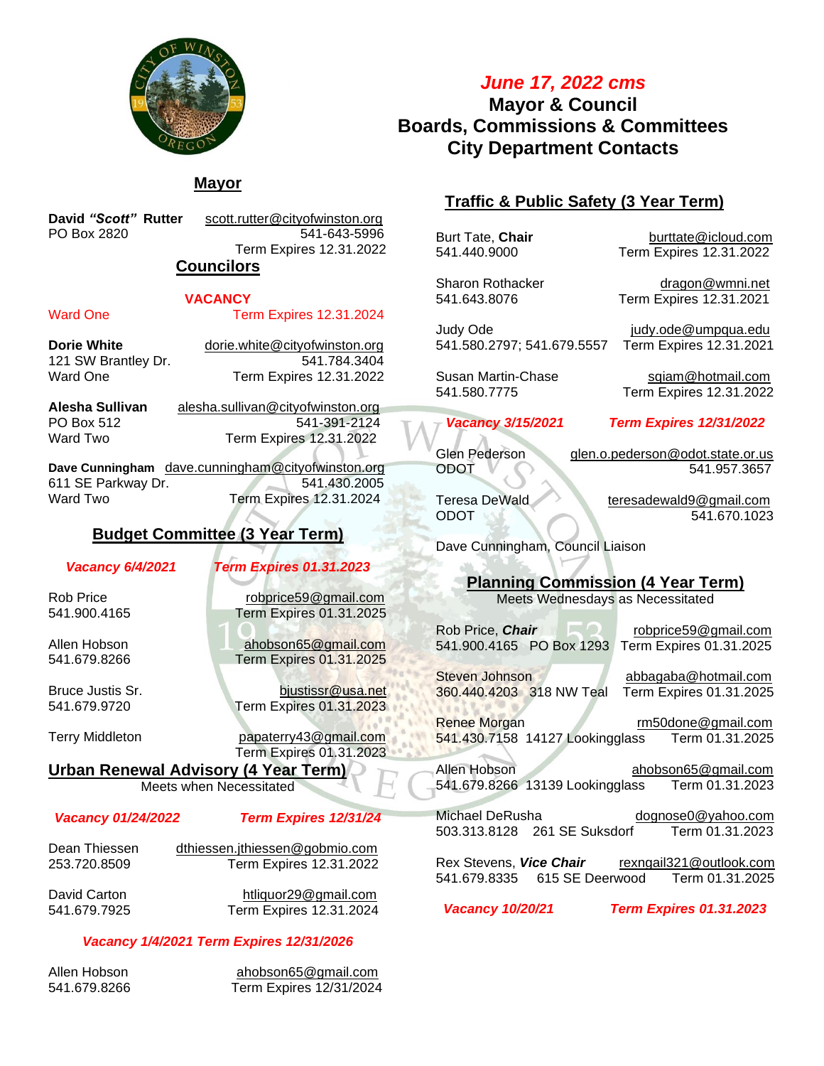*June 17, 2022 cms*

# Mayor & Council
# Boards, Commissions & Committees
# City Department Contacts

## Mayor

**David *"Scott"* Rutter** scott.rutter@cityofwinston.org
PO Box 2820 541-643-5996
Term Expires 12.31.2022

## Councilors

**VACANCY**
Ward One Term Expires 12.31.2024

**Dorie White** dorie.white@cityofwinston.org
121 SW Brantley Dr. 541.784.3404
Ward One Term Expires 12.31.2022

**Alesha Sullivan** alesha.sullivan@cityofwinston.org
PO Box 512 541-391-2124
Ward Two Term Expires 12.31.2022

**Dave Cunningham** dave.cunningham@cityofwinston.org
611 SE Parkway Dr. 541.430.2005
Ward Two Term Expires 12.31.2024

## Budget Committee (3 Year Term)

***Vacancy 6/4/2021*** ***Term Expires 01.31.2023***

Rob Price robprice59@gmail.com
541.900.4165 Term Expires 01.31.2025

Allen Hobson ahobson65@gmail.com
541.679.8266 Term Expires 01.31.2025

Bruce Justis Sr. bjustissr@usa.net
541.679.9720 Term Expires 01.31.2023

Terry Middleton papaterry43@gmail.com
Term Expires 01.31.2023

## Urban Renewal Advisory (4 Year Term)

Meets when Necessitated

***Vacancy 01/24/2022*** ***Term Expires 12/31/24***

Dean Thiessen dthiessen.jthiessen@gobmio.com
253.720.8509 Term Expires 12.31.2022

David Carton htliquor29@gmail.com
541.679.7925 Term Expires 12.31.2024

***Vacancy 1/4/2021 Term Expires 12/31/2026***

Allen Hobson ahobson65@gmail.com
541.679.8266 Term Expires 12/31/2024

## Traffic & Public Safety (3 Year Term)

Burt Tate, **Chair** burttate@icloud.com
541.440.9000 Term Expires 12.31.2022

Sharon Rothacker dragon@wmni.net
541.643.8076 Term Expires 12.31.2021

Judy Ode judy.ode@umpqua.edu
541.580.2797; 541.679.5557 Term Expires 12.31.2021

Susan Martin-Chase sqiam@hotmail.com
541.580.7775 Term Expires 12.31.2022

***Vacancy 3/15/2021*** ***Term Expires 12/31/2022***

Glen Pederson glen.o.pederson@odot.state.or.us
ODOT 541.957.3657

Teresa DeWald teresadewald9@gmail.com
ODOT 541.670.1023

Dave Cunningham, Council Liaison

## Planning Commission (4 Year Term)

Meets Wednesdays as Necessitated

Rob Price, ***Chair*** robprice59@gmail.com
541.900.4165 PO Box 1293 Term Expires 01.31.2025

Steven Johnson abbagaba@hotmail.com
360.440.4203 318 NW Teal Term Expires 01.31.2025

Renee Morgan rm50done@gmail.com
541.430.7158 14127 Lookingglass Term 01.31.2025

Allen Hobson ahobson65@gmail.com
541.679.8266 13139 Lookingglass Term 01.31.2023

Michael DeRusha dognose0@yahoo.com
503.313.8128 261 SE Suksdorf Term 01.31.2023

Rex Stevens, ***Vice Chair*** rexngail321@outlook.com
541.679.8335 615 SE Deerwood Term 01.31.2025

***Vacancy 10/20/21*** ***Term Expires 01.31.2023***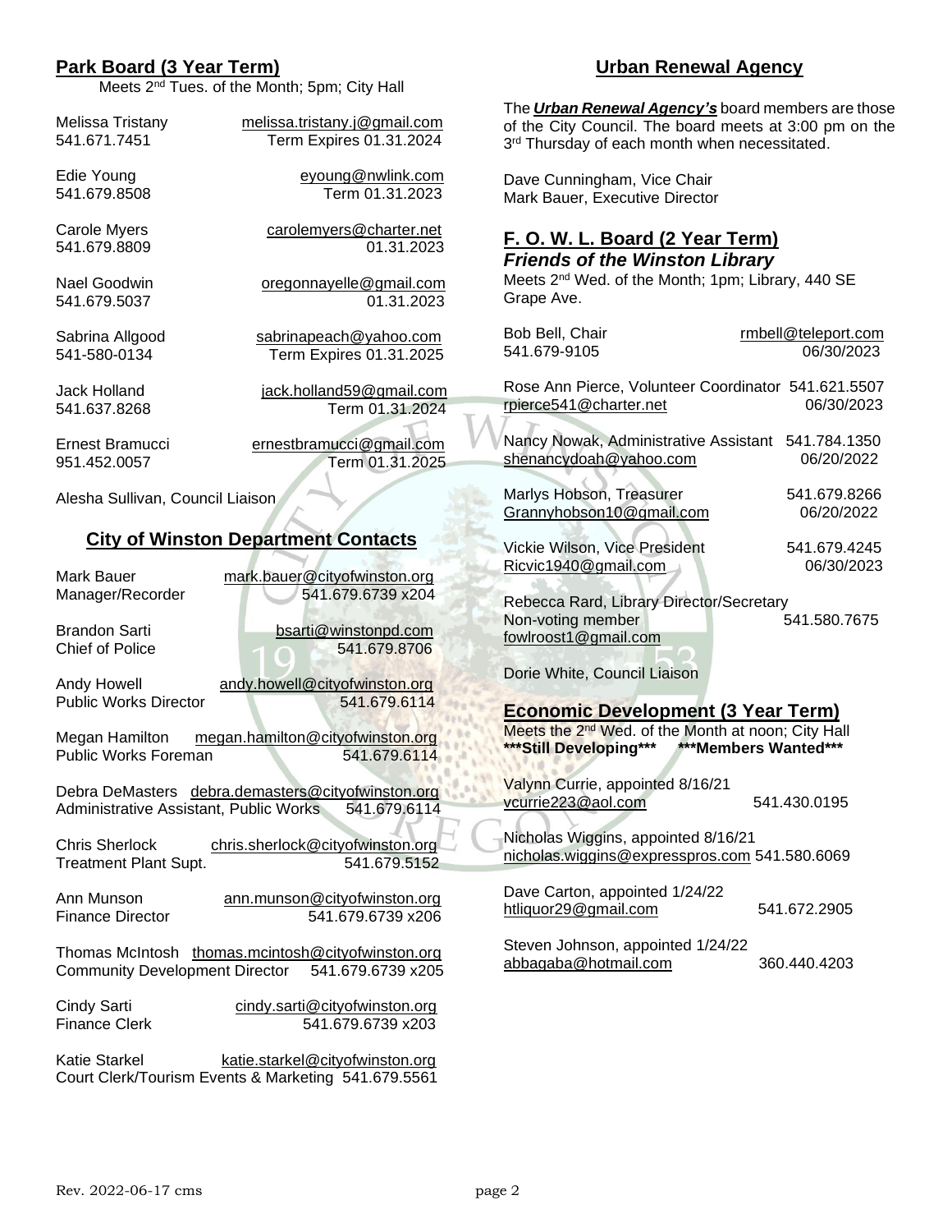## Park Board (3 Year Term)

Meets 2nd Tues. of the Month; 5pm; City Hall

Melissa Tristany melissa.tristany.j@gmail.com
541.671.7451 Term Expires 01.31.2024

Edie Young eyoung@nwlink.com
541.679.8508 Term 01.31.2023

Carole Myers carolemyers@charter.net
541.679.8809 01.31.2023

Nael Goodwin oregonnayelle@gmail.com
541.679.5037 01.31.2023

Sabrina Allgood sabrinapeach@yahoo.com
541-580-0134 Term Expires 01.31.2025

Jack Holland jack.holland59@gmail.com
541.637.8268 Term 01.31.2024

Ernest Bramucci ernestbramucci@gmail.com
951.452.0057 Term 01.31.2025

Alesha Sullivan, Council Liaison

## City of Winston Department Contacts

Mark Bauer mark.bauer@cityofwinston.org
Manager/Recorder 541.679.6739 x204

Brandon Sarti bsarti@winstonpd.com
Chief of Police 541.679.8706

Andy Howell andy.howell@cityofwinston.org
Public Works Director 541.679.6114

Megan Hamilton megan.hamilton@cityofwinston.org
Public Works Foreman 541.679.6114

Debra DeMasters debra.demasters@cityofwinston.org
Administrative Assistant, Public Works 541.679.6114

Chris Sherlock chris.sherlock@cityofwinston.org
Treatment Plant Supt. 541.679.5152

Ann Munson ann.munson@cityofwinston.org
Finance Director 541.679.6739 x206

Thomas McIntosh thomas.mcintosh@cityofwinston.org
Community Development Director 541.679.6739 x205

Cindy Sarti cindy.sarti@cityofwinston.org
Finance Clerk 541.679.6739 x203

Katie Starkel katie.starkel@cityofwinston.org
Court Clerk/Tourism Events & Marketing 541.679.5561

## Urban Renewal Agency

The ***Urban Renewal Agency's*** board members are those of the City Council. The board meets at 3:00 pm on the 3rd Thursday of each month when necessitated.

Dave Cunningham, Vice Chair
Mark Bauer, Executive Director

## F. O. W. L. Board (2 Year Term)
### *Friends of the Winston Library*

Meets 2nd Wed. of the Month; 1pm; Library, 440 SE Grape Ave.

Bob Bell, Chair rmbell@teleport.com
541.679-9105 06/30/2023

Rose Ann Pierce, Volunteer Coordinator 541.621.5507
rpierce541@charter.net 06/30/2023

Nancy Nowak, Administrative Assistant 541.784.1350
shenancydoah@yahoo.com 06/20/2022

Marlys Hobson, Treasurer 541.679.8266
Grannyhobson10@gmail.com 06/20/2022

Vickie Wilson, Vice President 541.679.4245
Ricvic1940@gmail.com 06/30/2023

Rebecca Rard, Library Director/Secretary
Non-voting member 541.580.7675
fowlroost1@gmail.com

Dorie White, Council Liaison

## Economic Development (3 Year Term)

Meets the 2nd Wed. of the Month at noon; City Hall
**\*\*\*Still Developing\*\*\*** **\*\*\*Members Wanted\*\*\***

Valynn Currie, appointed 8/16/21
vcurrie223@aol.com 541.430.0195

Nicholas Wiggins, appointed 8/16/21
nicholas.wiggins@expresspros.com 541.580.6069

Dave Carton, appointed 1/24/22
htliquor29@gmail.com 541.672.2905

Steven Johnson, appointed 1/24/22
abbagaba@hotmail.com 360.440.4203

Rev. 2022-06-17 cms